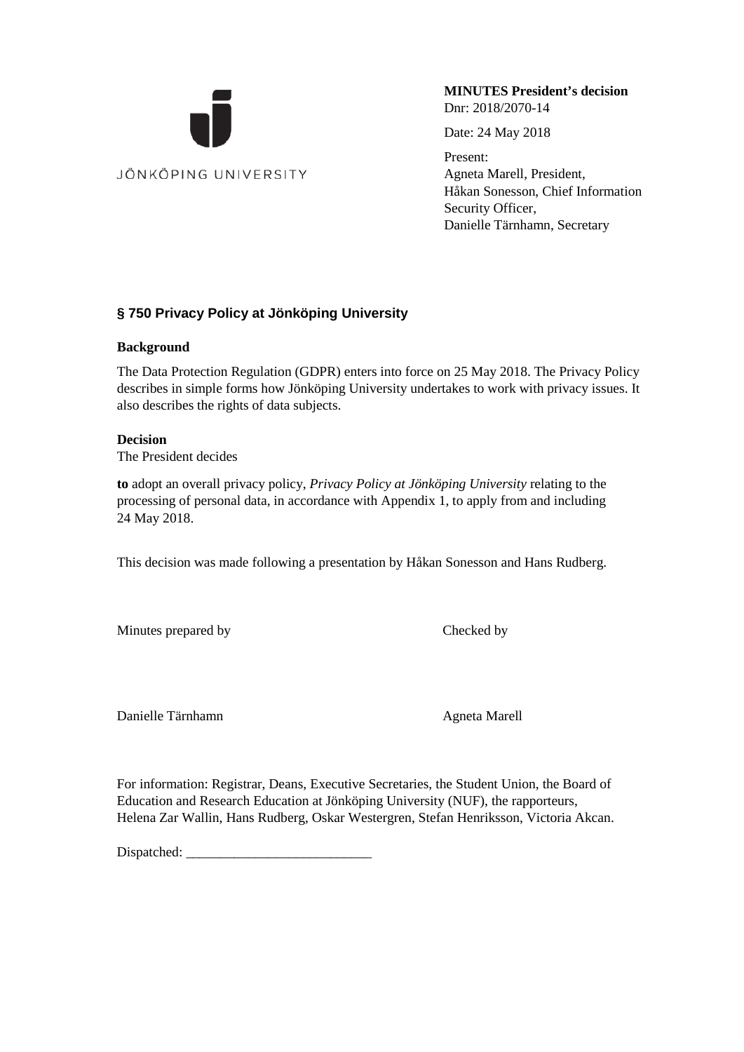JÖNKÖPING UNIVERSITY

**MINUTES President's decision**
Dnr: 2018/2070-14

Date: 24 May 2018

Present:
Agneta Marell, President,
Håkan Sonesson, Chief Information Security Officer,
Danielle Tärnhamn, Secretary

## § 750 Privacy Policy at Jönköping University

**Background**

The Data Protection Regulation (GDPR) enters into force on 25 May 2018. The Privacy Policy describes in simple forms how Jönköping University undertakes to work with privacy issues. It also describes the rights of data subjects.

**Decision**

The President decides

**to** adopt an overall privacy policy, *Privacy Policy at Jönköping University* relating to the processing of personal data, in accordance with Appendix 1, to apply from and including 24 May 2018.

This decision was made following a presentation by Håkan Sonesson and Hans Rudberg.

Minutes prepared by

Danielle Tärnhamn

Checked by

Agneta Marell

For information: Registrar, Deans, Executive Secretaries, the Student Union, the Board of Education and Research Education at Jönköping University (NUF), the rapporteurs, Helena Zar Wallin, Hans Rudberg, Oskar Westergren, Stefan Henriksson, Victoria Akcan.

Dispatched: ___________________________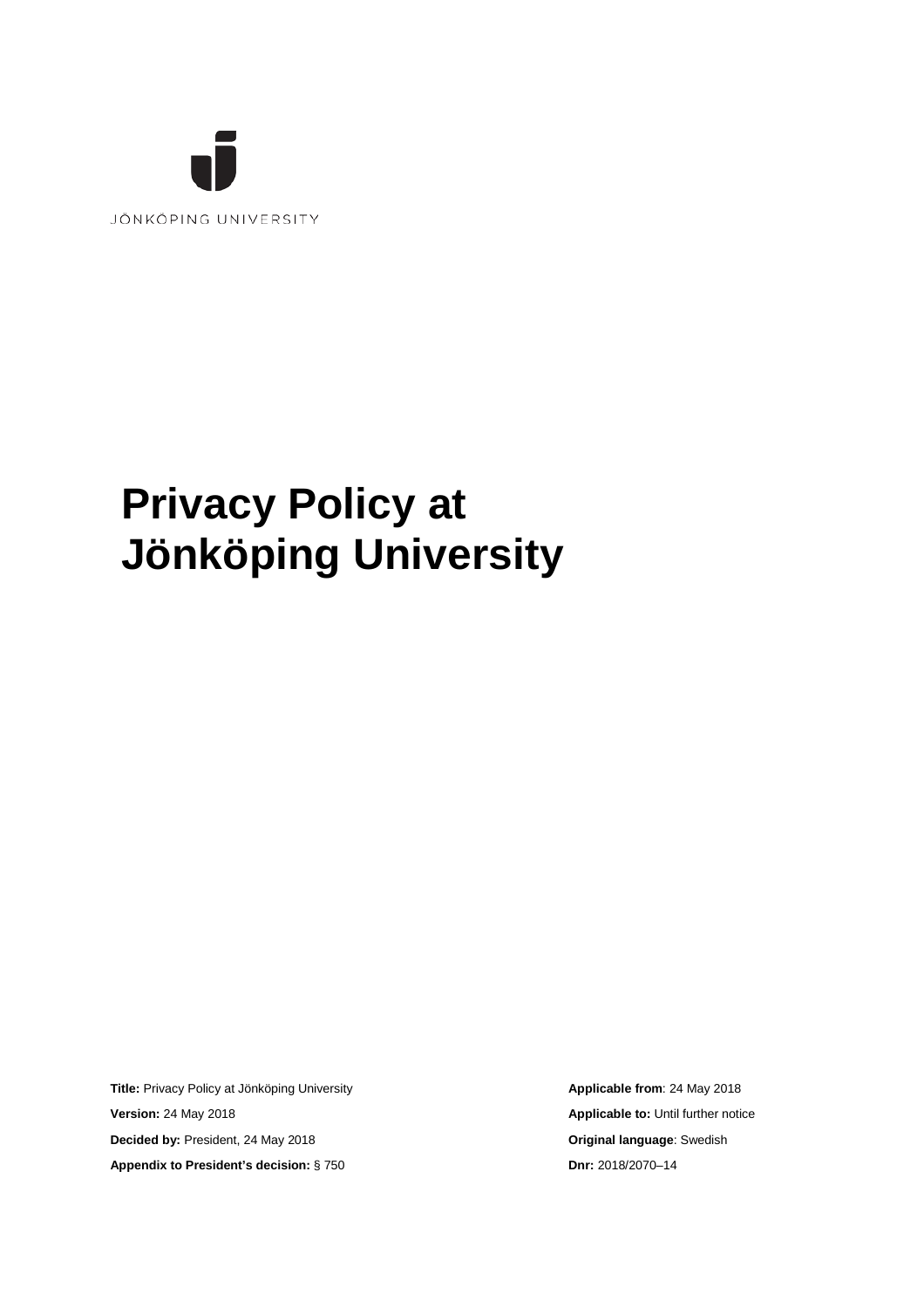JÖNKÖPING UNIVERSITY

# Privacy Policy at Jönköping University

| | |
|---|---|
| **Title:** Privacy Policy at Jönköping University | **Applicable from**: 24 May 2018 |
| **Version:** 24 May 2018 | **Applicable to:** Until further notice |
| **Decided by:** President, 24 May 2018 | **Original language**: Swedish |
| **Appendix to President's decision:** § 750 | **Dnr:** 2018/2070–14 |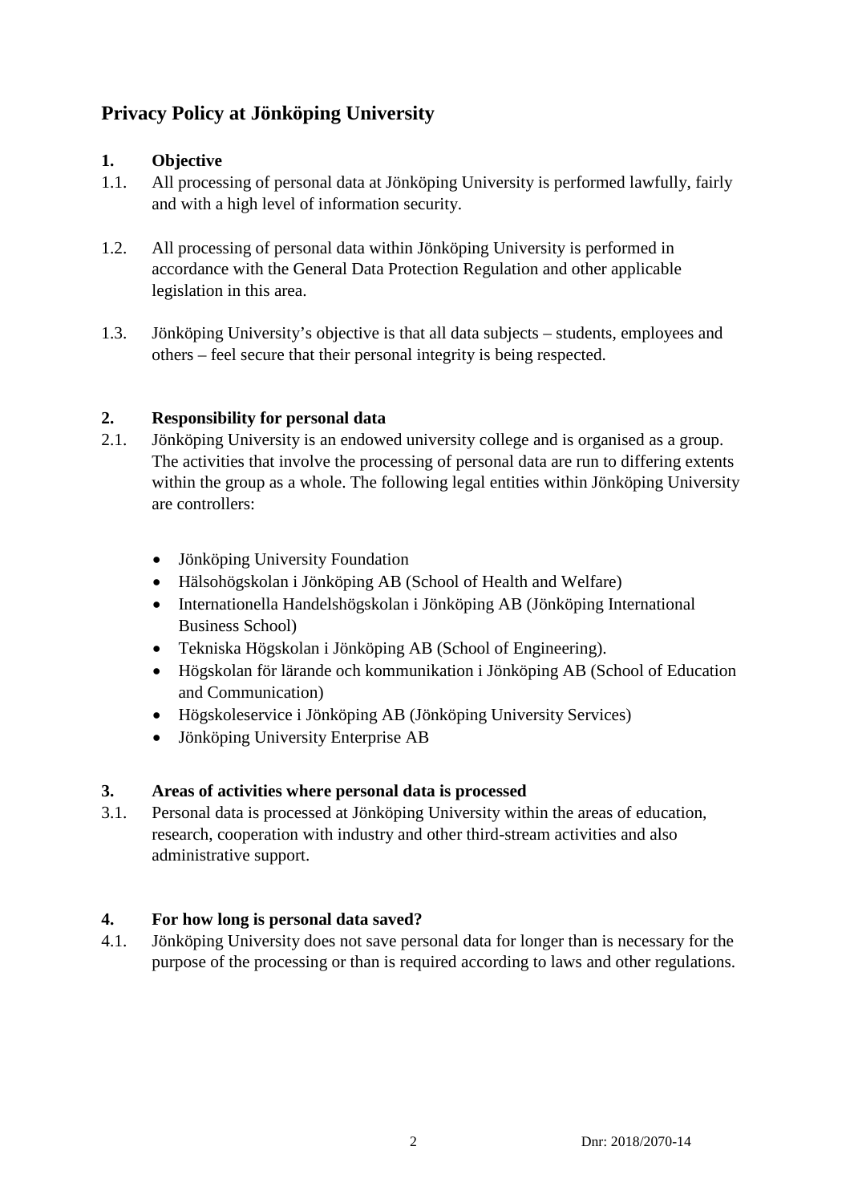## Privacy Policy at Jönköping University

### 1. Objective

1.1. All processing of personal data at Jönköping University is performed lawfully, fairly and with a high level of information security.

1.2. All processing of personal data within Jönköping University is performed in accordance with the General Data Protection Regulation and other applicable legislation in this area.

1.3. Jönköping University's objective is that all data subjects – students, employees and others – feel secure that their personal integrity is being respected.

### 2. Responsibility for personal data

2.1. Jönköping University is an endowed university college and is organised as a group. The activities that involve the processing of personal data are run to differing extents within the group as a whole. The following legal entities within Jönköping University are controllers:

- Jönköping University Foundation
- Hälsohögskolan i Jönköping AB (School of Health and Welfare)
- Internationella Handelshögskolan i Jönköping AB (Jönköping International Business School)
- Tekniska Högskolan i Jönköping AB (School of Engineering).
- Högskolan för lärande och kommunikation i Jönköping AB (School of Education and Communication)
- Högskoleservice i Jönköping AB (Jönköping University Services)
- Jönköping University Enterprise AB

### 3. Areas of activities where personal data is processed

3.1. Personal data is processed at Jönköping University within the areas of education, research, cooperation with industry and other third-stream activities and also administrative support.

### 4. For how long is personal data saved?

4.1. Jönköping University does not save personal data for longer than is necessary for the purpose of the processing or than is required according to laws and other regulations.

Dnr: 2018/2070-14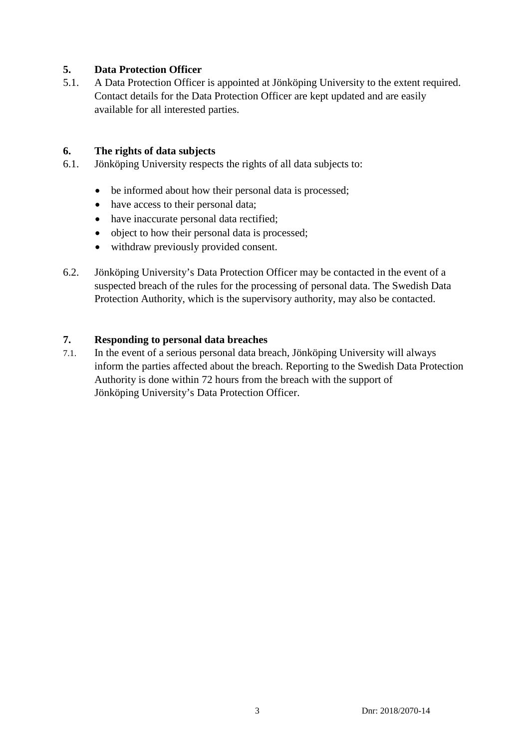## 5. Data Protection Officer

5.1. A Data Protection Officer is appointed at Jönköping University to the extent required. Contact details for the Data Protection Officer are kept updated and are easily available for all interested parties.

## 6. The rights of data subjects

6.1. Jönköping University respects the rights of all data subjects to:

- be informed about how their personal data is processed;
- have access to their personal data;
- have inaccurate personal data rectified;
- object to how their personal data is processed;
- withdraw previously provided consent.

6.2. Jönköping University's Data Protection Officer may be contacted in the event of a suspected breach of the rules for the processing of personal data. The Swedish Data Protection Authority, which is the supervisory authority, may also be contacted.

## 7. Responding to personal data breaches

7.1. In the event of a serious personal data breach, Jönköping University will always inform the parties affected about the breach. Reporting to the Swedish Data Protection Authority is done within 72 hours from the breach with the support of Jönköping University's Data Protection Officer.